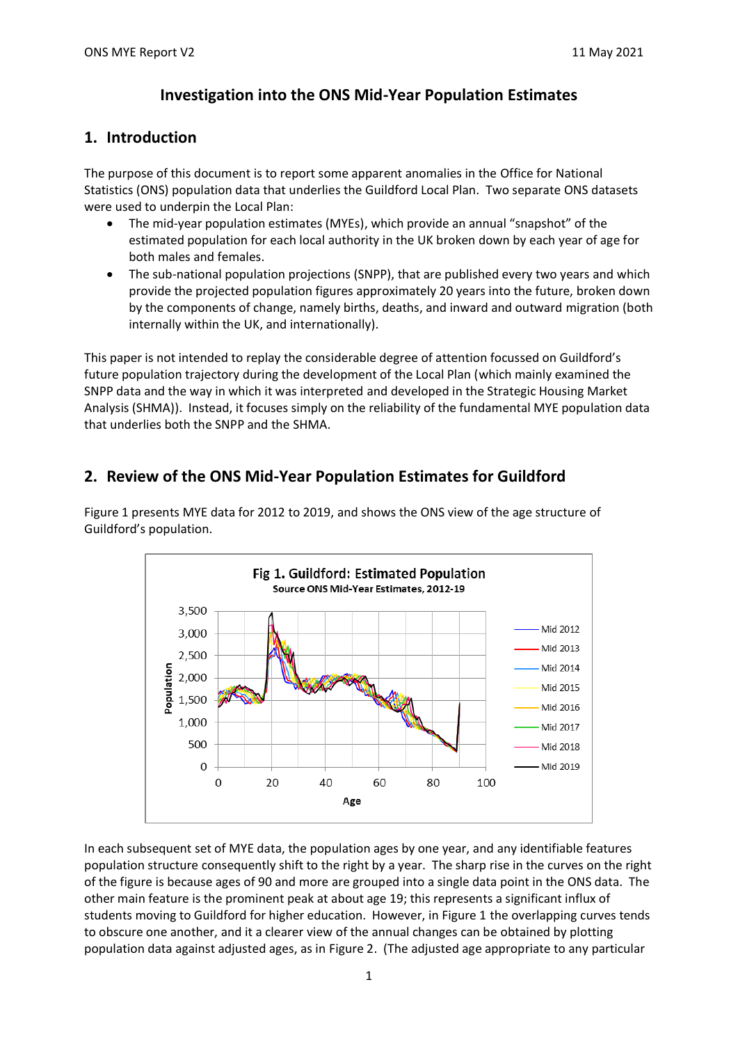# Investigation into the ONS Mid-Year Population Estimates

## 1. Introduction

The purpose of this document is to report some apparent anomalies in the Office for National Statistics (ONS) population data that underlies the Guildford Local Plan. Two separate ONS datasets were used to underpin the Local Plan:

- The mid-year population estimates (MYEs), which provide an annual "snapshot" of the estimated population for each local authority in the UK broken down by each year of age for both males and females.
- The sub-national population projections (SNPP), that are published every two years and which provide the projected population figures approximately 20 years into the future, broken down by the components of change, namely births, deaths, and inward and outward migration (both internally within the UK, and internationally).

This paper is not intended to replay the considerable degree of attention focussed on Guildford's future population trajectory during the development of the Local Plan (which mainly examined the SNPP data and the way in which it was interpreted and developed in the Strategic Housing Market Analysis (SHMA)). Instead, it focuses simply on the reliability of the fundamental MYE population data that underlies both the SNPP and the SHMA.

## 2. Review of the ONS Mid-Year Population Estimates for Guildford

Figure 1 presents MYE data for 2012 to 2019, and shows the ONS view of the age structure of Guildford's population.

In each subsequent set of MYE data, the population ages by one year, and any identifiable features population structure consequently shift to the right by a year. The sharp rise in the curves on the right of the figure is because ages of 90 and more are grouped into a single data point in the ONS data. The other main feature is the prominent peak at about age 19; this represents a significant influx of students moving to Guildford for higher education. However, in Figure 1 the overlapping curves tends to obscure one another, and it a clearer view of the annual changes can be obtained by plotting population data against adjusted ages, as in Figure 2. (The adjusted age appropriate to any particular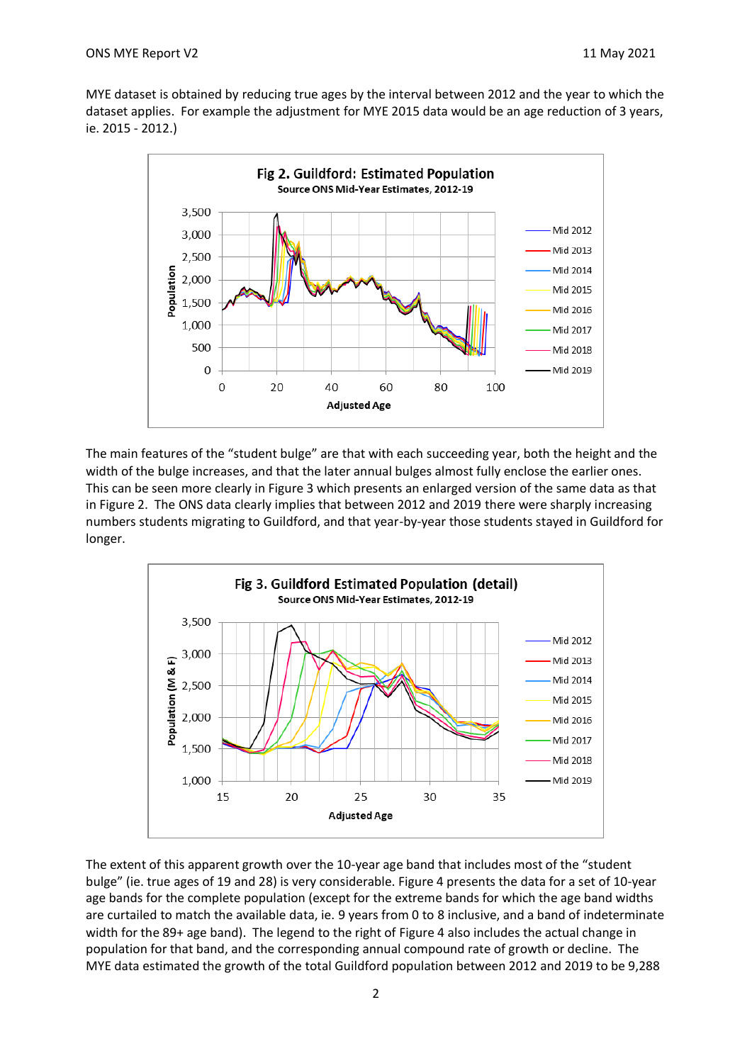MYE dataset is obtained by reducing true ages by the interval between 2012 and the year to which the dataset applies. For example the adjustment for MYE 2015 data would be an age reduction of 3 years, ie. 2015 - 2012.)

The main features of the "student bulge" are that with each succeeding year, both the height and the width of the bulge increases, and that the later annual bulges almost fully enclose the earlier ones. This can be seen more clearly in Figure 3 which presents an enlarged version of the same data as that in Figure 2. The ONS data clearly implies that between 2012 and 2019 there were sharply increasing numbers students migrating to Guildford, and that year-by-year those students stayed in Guildford for longer.

The extent of this apparent growth over the 10-year age band that includes most of the "student bulge" (ie. true ages of 19 and 28) is very considerable. Figure 4 presents the data for a set of 10-year age bands for the complete population (except for the extreme bands for which the age band widths are curtailed to match the available data, ie. 9 years from 0 to 8 inclusive, and a band of indeterminate width for the 89+ age band). The legend to the right of Figure 4 also includes the actual change in population for that band, and the corresponding annual compound rate of growth or decline. The MYE data estimated the growth of the total Guildford population between 2012 and 2019 to be 9,288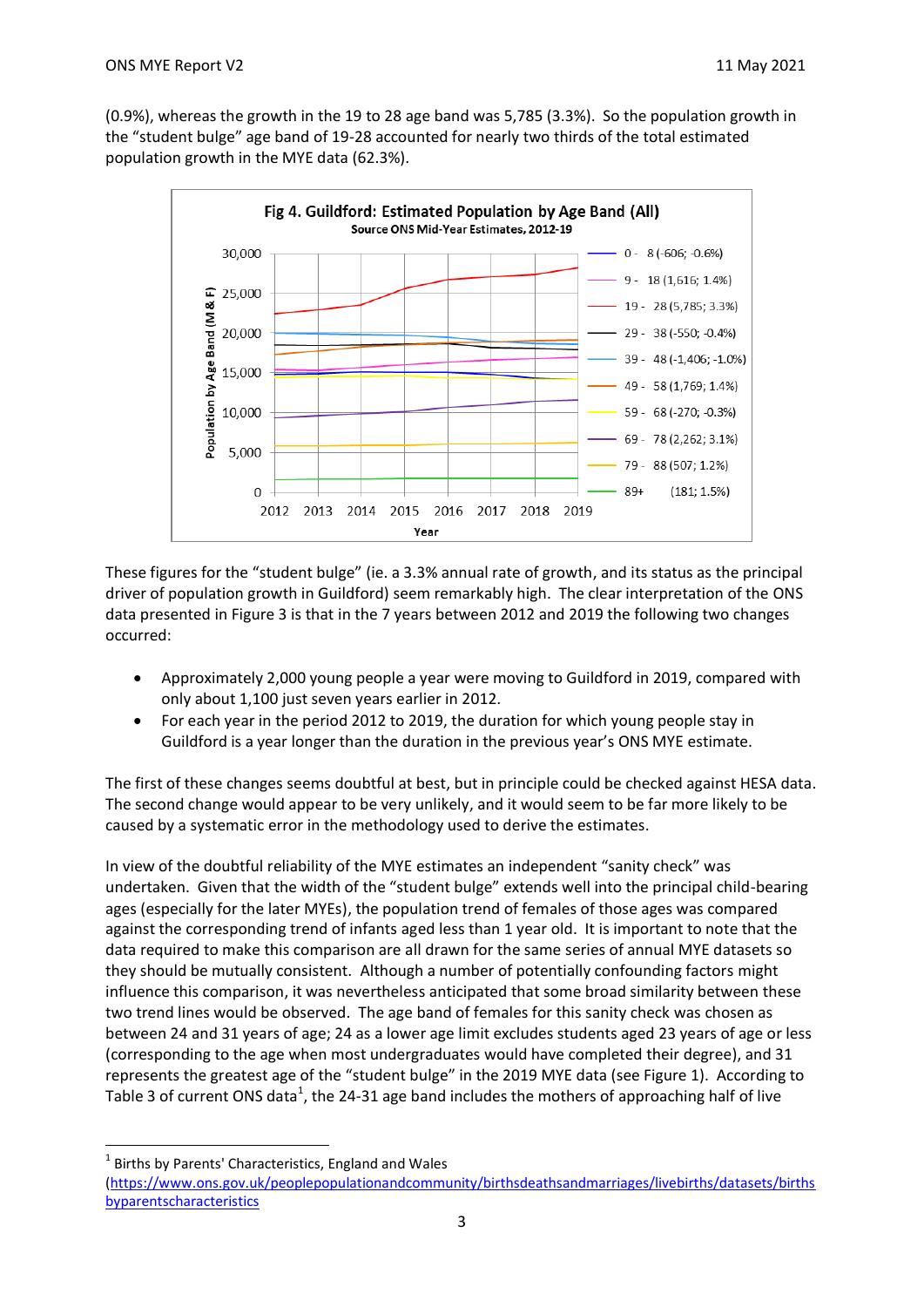(0.9%), whereas the growth in the 19 to 28 age band was 5,785 (3.3%). So the population growth in the "student bulge" age band of 19-28 accounted for nearly two thirds of the total estimated population growth in the MYE data (62.3%).

These figures for the "student bulge" (ie. a 3.3% annual rate of growth, and its status as the principal driver of population growth in Guildford) seem remarkably high. The clear interpretation of the ONS data presented in Figure 3 is that in the 7 years between 2012 and 2019 the following two changes occurred:

- Approximately 2,000 young people a year were moving to Guildford in 2019, compared with only about 1,100 just seven years earlier in 2012.
- For each year in the period 2012 to 2019, the duration for which young people stay in Guildford is a year longer than the duration in the previous year's ONS MYE estimate.

The first of these changes seems doubtful at best, but in principle could be checked against HESA data. The second change would appear to be very unlikely, and it would seem to be far more likely to be caused by a systematic error in the methodology used to derive the estimates.

In view of the doubtful reliability of the MYE estimates an independent "sanity check" was undertaken. Given that the width of the "student bulge" extends well into the principal child-bearing ages (especially for the later MYEs), the population trend of females of those ages was compared against the corresponding trend of infants aged less than 1 year old. It is important to note that the data required to make this comparison are all drawn for the same series of annual MYE datasets so they should be mutually consistent. Although a number of potentially confounding factors might influence this comparison, it was nevertheless anticipated that some broad similarity between these two trend lines would be observed. The age band of females for this sanity check was chosen as between 24 and 31 years of age; 24 as a lower age limit excludes students aged 23 years of age or less (corresponding to the age when most undergraduates would have completed their degree), and 31 represents the greatest age of the "student bulge" in the 2019 MYE data (see Figure 1). According to Table 3 of current ONS data[1], the 24-31 age band includes the mothers of approaching half of live

[1] Births by Parents' Characteristics, England and Wales (https://www.ons.gov.uk/peoplepopulationandcommunity/birthsdeathsandmarriages/livebirths/datasets/birthsbyparentscharacteristics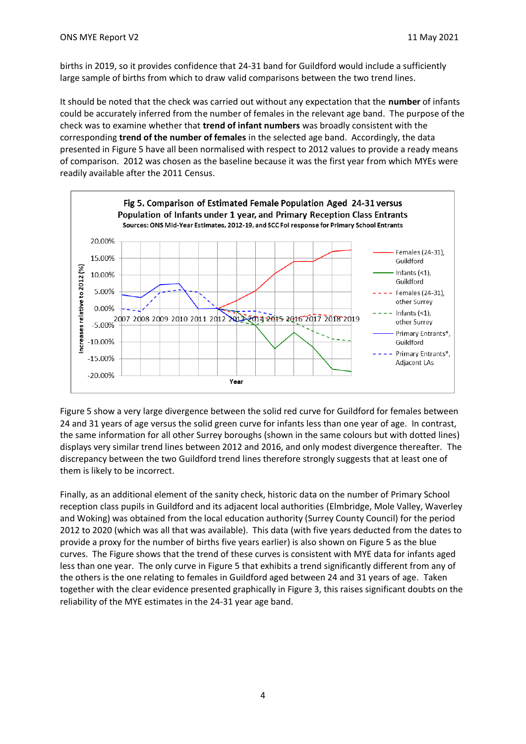births in 2019, so it provides confidence that 24-31 band for Guildford would include a sufficiently large sample of births from which to draw valid comparisons between the two trend lines.

It should be noted that the check was carried out without any expectation that the **number** of infants could be accurately inferred from the number of females in the relevant age band. The purpose of the check was to examine whether that **trend of infant numbers** was broadly consistent with the corresponding **trend of the number of females** in the selected age band. Accordingly, the data presented in Figure 5 have all been normalised with respect to 2012 values to provide a ready means of comparison. 2012 was chosen as the baseline because it was the first year from which MYEs were readily available after the 2011 Census.

**Fig 5. Comparison of Estimated Female Population Aged 24-31 versus Population of Infants under 1 year, and Primary Reception Class Entrants**
Sources: ONS Mid-Year Estimates, 2012-19, and SCC FoI response for Primary School Entrants

Figure 5 show a very large divergence between the solid red curve for Guildford for females between 24 and 31 years of age versus the solid green curve for infants less than one year of age. In contrast, the same information for all other Surrey boroughs (shown in the same colours but with dotted lines) displays very similar trend lines between 2012 and 2016, and only modest divergence thereafter. The discrepancy between the two Guildford trend lines therefore strongly suggests that at least one of them is likely to be incorrect.

Finally, as an additional element of the sanity check, historic data on the number of Primary School reception class pupils in Guildford and its adjacent local authorities (Elmbridge, Mole Valley, Waverley and Woking) was obtained from the local education authority (Surrey County Council) for the period 2012 to 2020 (which was all that was available). This data (with five years deducted from the dates to provide a proxy for the number of births five years earlier) is also shown on Figure 5 as the blue curves. The Figure shows that the trend of these curves is consistent with MYE data for infants aged less than one year. The only curve in Figure 5 that exhibits a trend significantly different from any of the others is the one relating to females in Guildford aged between 24 and 31 years of age. Taken together with the clear evidence presented graphically in Figure 3, this raises significant doubts on the reliability of the MYE estimates in the 24-31 year age band.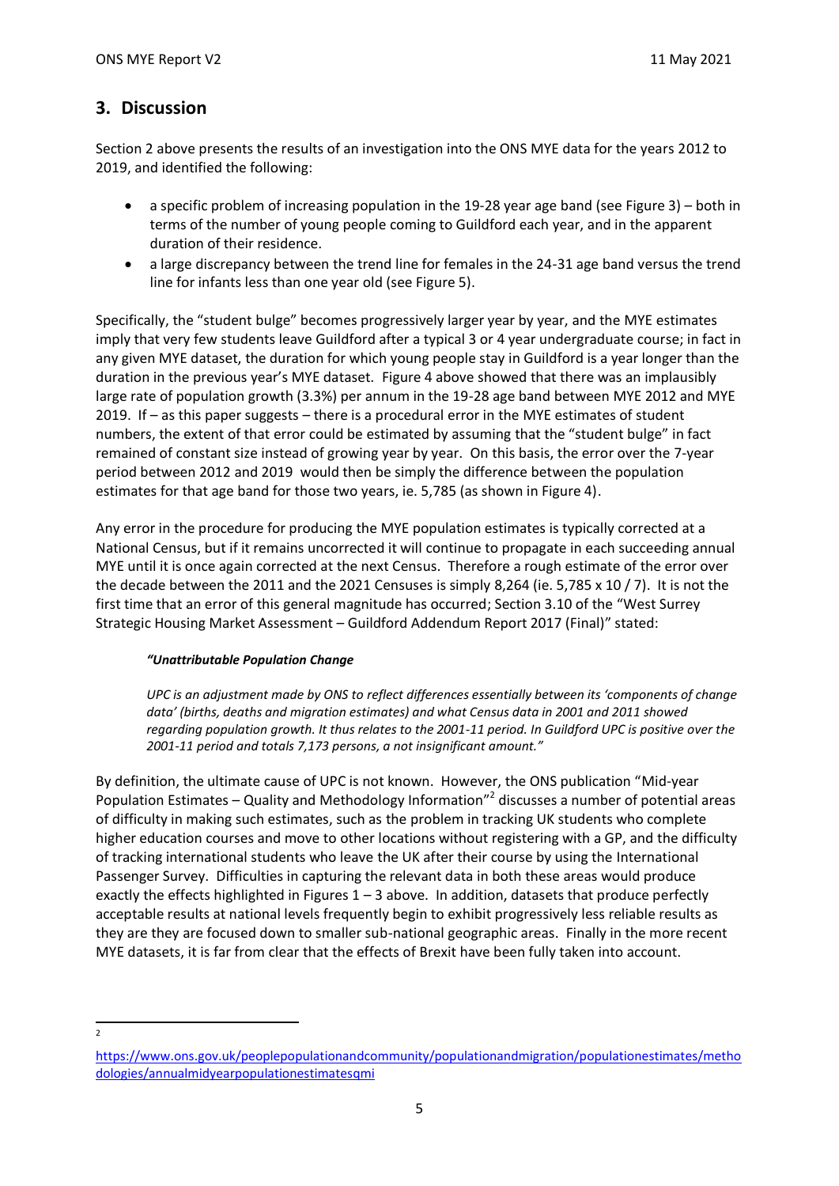## 3. Discussion

Section 2 above presents the results of an investigation into the ONS MYE data for the years 2012 to 2019, and identified the following:

- a specific problem of increasing population in the 19-28 year age band (see Figure 3) – both in terms of the number of young people coming to Guildford each year, and in the apparent duration of their residence.
- a large discrepancy between the trend line for females in the 24-31 age band versus the trend line for infants less than one year old (see Figure 5).

Specifically, the "student bulge" becomes progressively larger year by year, and the MYE estimates imply that very few students leave Guildford after a typical 3 or 4 year undergraduate course; in fact in any given MYE dataset, the duration for which young people stay in Guildford is a year longer than the duration in the previous year's MYE dataset. Figure 4 above showed that there was an implausibly large rate of population growth (3.3%) per annum in the 19-28 age band between MYE 2012 and MYE 2019. If – as this paper suggests – there is a procedural error in the MYE estimates of student numbers, the extent of that error could be estimated by assuming that the "student bulge" in fact remained of constant size instead of growing year by year. On this basis, the error over the 7-year period between 2012 and 2019 would then be simply the difference between the population estimates for that age band for those two years, ie. 5,785 (as shown in Figure 4).

Any error in the procedure for producing the MYE population estimates is typically corrected at a National Census, but if it remains uncorrected it will continue to propagate in each succeeding annual MYE until it is once again corrected at the next Census. Therefore a rough estimate of the error over the decade between the 2011 and the 2021 Censuses is simply 8,264 (ie. 5,785 x 10 / 7). It is not the first time that an error of this general magnitude has occurred; Section 3.10 of the "West Surrey Strategic Housing Market Assessment – Guildford Addendum Report 2017 (Final)" stated:

> ***"Unattributable Population Change***
>
> *UPC is an adjustment made by ONS to reflect differences essentially between its 'components of change data' (births, deaths and migration estimates) and what Census data in 2001 and 2011 showed regarding population growth. It thus relates to the 2001-11 period. In Guildford UPC is positive over the 2001-11 period and totals 7,173 persons, a not insignificant amount."*

By definition, the ultimate cause of UPC is not known. However, the ONS publication "Mid-year Population Estimates – Quality and Methodology Information"[2] discusses a number of potential areas of difficulty in making such estimates, such as the problem in tracking UK students who complete higher education courses and move to other locations without registering with a GP, and the difficulty of tracking international students who leave the UK after their course by using the International Passenger Survey. Difficulties in capturing the relevant data in both these areas would produce exactly the effects highlighted in Figures 1 – 3 above. In addition, datasets that produce perfectly acceptable results at national levels frequently begin to exhibit progressively less reliable results as they are they are focused down to smaller sub-national geographic areas. Finally in the more recent MYE datasets, it is far from clear that the effects of Brexit have been fully taken into account.

---

[2] https://www.ons.gov.uk/peoplepopulationandcommunity/populationandmigration/populationestimates/methodologies/annualmidyearpopulationestimatesqmi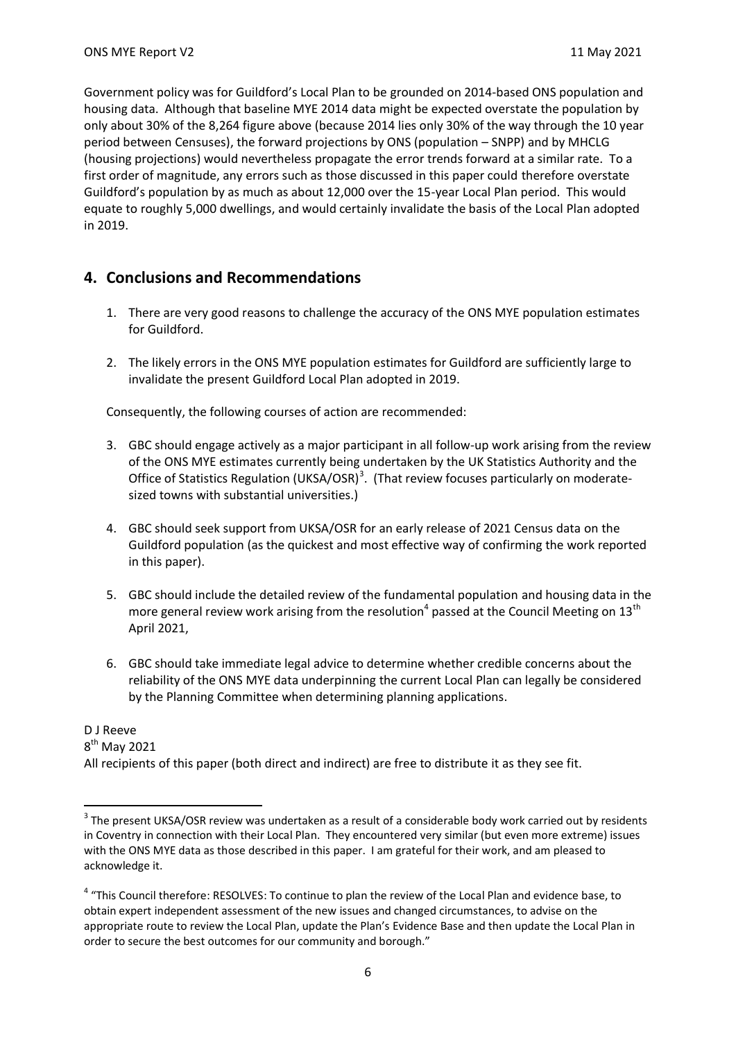Government policy was for Guildford's Local Plan to be grounded on 2014-based ONS population and housing data. Although that baseline MYE 2014 data might be expected overstate the population by only about 30% of the 8,264 figure above (because 2014 lies only 30% of the way through the 10 year period between Censuses), the forward projections by ONS (population – SNPP) and by MHCLG (housing projections) would nevertheless propagate the error trends forward at a similar rate. To a first order of magnitude, any errors such as those discussed in this paper could therefore overstate Guildford's population by as much as about 12,000 over the 15-year Local Plan period. This would equate to roughly 5,000 dwellings, and would certainly invalidate the basis of the Local Plan adopted in 2019.

## 4. Conclusions and Recommendations

1. There are very good reasons to challenge the accuracy of the ONS MYE population estimates for Guildford.

2. The likely errors in the ONS MYE population estimates for Guildford are sufficiently large to invalidate the present Guildford Local Plan adopted in 2019.

Consequently, the following courses of action are recommended:

3. GBC should engage actively as a major participant in all follow-up work arising from the review of the ONS MYE estimates currently being undertaken by the UK Statistics Authority and the Office of Statistics Regulation (UKSA/OSR)[3]. (That review focuses particularly on moderate-sized towns with substantial universities.)

4. GBC should seek support from UKSA/OSR for an early release of 2021 Census data on the Guildford population (as the quickest and most effective way of confirming the work reported in this paper).

5. GBC should include the detailed review of the fundamental population and housing data in the more general review work arising from the resolution[4] passed at the Council Meeting on 13th April 2021,

6. GBC should take immediate legal advice to determine whether credible concerns about the reliability of the ONS MYE data underpinning the current Local Plan can legally be considered by the Planning Committee when determining planning applications.

D J Reeve
8th May 2021
All recipients of this paper (both direct and indirect) are free to distribute it as they see fit.

---

[3] The present UKSA/OSR review was undertaken as a result of a considerable body work carried out by residents in Coventry in connection with their Local Plan. They encountered very similar (but even more extreme) issues with the ONS MYE data as those described in this paper. I am grateful for their work, and am pleased to acknowledge it.

[4] "This Council therefore: RESOLVES: To continue to plan the review of the Local Plan and evidence base, to obtain expert independent assessment of the new issues and changed circumstances, to advise on the appropriate route to review the Local Plan, update the Plan's Evidence Base and then update the Local Plan in order to secure the best outcomes for our community and borough."